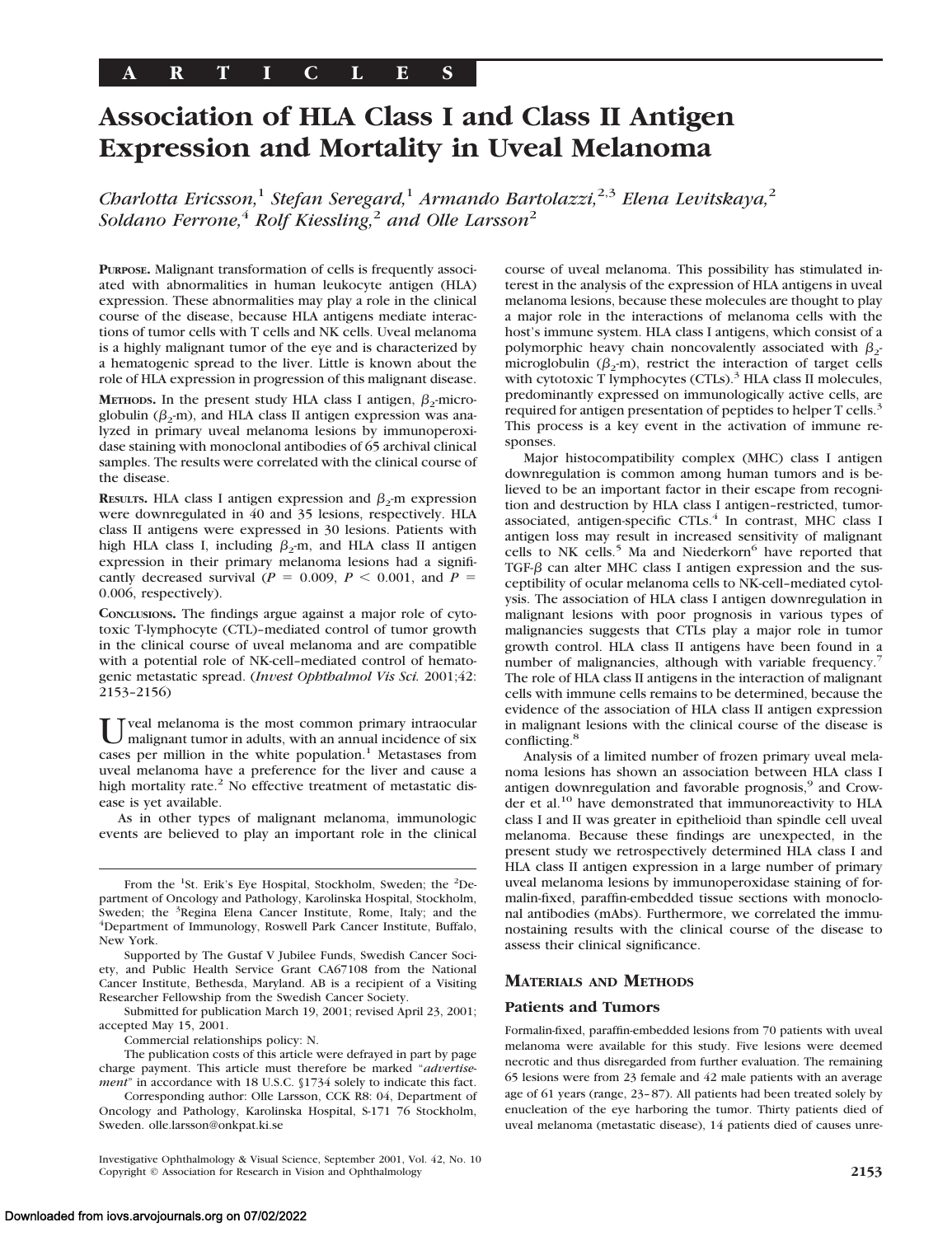**ARTICLES**

# Association of HLA Class I and Class II Antigen Expression and Mortality in Uveal Melanoma

*Charlotta Ericsson,[1] Stefan Seregard,[1] Armando Bartolazzi,[2,3] Elena Levitskaya,[2] Soldano Ferrone,[4] Rolf Kiessling,[2] and Olle Larsson[2]*

**PURPOSE.** Malignant transformation of cells is frequently associated with abnormalities in human leukocyte antigen (HLA) expression. These abnormalities may play a role in the clinical course of the disease, because HLA antigens mediate interactions of tumor cells with T cells and NK cells. Uveal melanoma is a highly malignant tumor of the eye and is characterized by a hematogenic spread to the liver. Little is known about the role of HLA expression in progression of this malignant disease.

**METHODS.** In the present study HLA class I antigen, $\beta_2$-microglobulin ($\beta_2$-m), and HLA class II antigen expression was analyzed in primary uveal melanoma lesions by immunoperoxidase staining with monoclonal antibodies of 65 archival clinical samples. The results were correlated with the clinical course of the disease.

**RESULTS.** HLA class I antigen expression and $\beta_2$-m expression were downregulated in 40 and 35 lesions, respectively. HLA class II antigens were expressed in 30 lesions. Patients with high HLA class I, including $\beta_2$-m, and HLA class II antigen expression in their primary melanoma lesions had a significantly decreased survival ($P = 0.009$, $P < 0.001$, and $P = 0.006$, respectively).

**CONCLUSIONS.** The findings argue against a major role of cytotoxic T-lymphocyte (CTL)–mediated control of tumor growth in the clinical course of uveal melanoma and are compatible with a potential role of NK-cell–mediated control of hematogenic metastatic spread. (*Invest Ophthalmol Vis Sci.* 2001;42: 2153–2156)

Uveal melanoma is the most common primary intraocular malignant tumor in adults, with an annual incidence of six cases per million in the white population.[1] Metastases from uveal melanoma have a preference for the liver and cause a high mortality rate.[2] No effective treatment of metastatic disease is yet available.

As in other types of malignant melanoma, immunologic events are believed to play an important role in the clinical course of uveal melanoma. This possibility has stimulated interest in the analysis of the expression of HLA antigens in uveal melanoma lesions, because these molecules are thought to play a major role in the interactions of melanoma cells with the host's immune system. HLA class I antigens, which consist of a polymorphic heavy chain noncovalently associated with $\beta_2$-microglobulin ($\beta_2$-m), restrict the interaction of target cells with cytotoxic T lymphocytes (CTLs).[3] HLA class II molecules, predominantly expressed on immunologically active cells, are required for antigen presentation of peptides to helper T cells.[3] This process is a key event in the activation of immune responses.

Major histocompatibility complex (MHC) class I antigen downregulation is common among human tumors and is believed to be an important factor in their escape from recognition and destruction by HLA class I antigen–restricted, tumor-associated, antigen-specific CTLs.[4] In contrast, MHC class I antigen loss may result in increased sensitivity of malignant cells to NK cells.[5] Ma and Niederkorn[6] have reported that TGF-$\beta$ can alter MHC class I antigen expression and the susceptibility of ocular melanoma cells to NK-cell–mediated cytolysis. The association of HLA class I antigen downregulation in malignant lesions with poor prognosis in various types of malignancies suggests that CTLs play a major role in tumor growth control. HLA class II antigens have been found in a number of malignancies, although with variable frequency.[7] The role of HLA class II antigens in the interaction of malignant cells with immune cells remains to be determined, because the evidence of the association of HLA class II antigen expression in malignant lesions with the clinical course of the disease is conflicting.[8]

Analysis of a limited number of frozen primary uveal melanoma lesions has shown an association between HLA class I antigen downregulation and favorable prognosis,[9] and Crowder et al.[10] have demonstrated that immunoreactivity to HLA class I and II was greater in epithelioid than spindle cell uveal melanoma. Because these findings are unexpected, in the present study we retrospectively determined HLA class I and HLA class II antigen expression in a large number of primary uveal melanoma lesions by immunoperoxidase staining of formalin-fixed, paraffin-embedded tissue sections with monoclonal antibodies (mAbs). Furthermore, we correlated the immunostaining results with the clinical course of the disease to assess their clinical significance.

## MATERIALS AND METHODS

### Patients and Tumors

Formalin-fixed, paraffin-embedded lesions from 70 patients with uveal melanoma were available for this study. Five lesions were deemed necrotic and thus disregarded from further evaluation. The remaining 65 lesions were from 23 female and 42 male patients with an average age of 61 years (range, 23–87). All patients had been treated solely by enucleation of the eye harboring the tumor. Thirty patients died of uveal melanoma (metastatic disease), 14 patients died of causes unre-

From the [1]St. Erik's Eye Hospital, Stockholm, Sweden; the [2]Department of Oncology and Pathology, Karolinska Hospital, Stockholm, Sweden; the [3]Regina Elena Cancer Institute, Rome, Italy; and the [4]Department of Immunology, Roswell Park Cancer Institute, Buffalo, New York.

Supported by The Gustaf V Jubilee Funds, Swedish Cancer Society, and Public Health Service Grant CA67108 from the National Cancer Institute, Bethesda, Maryland. AB is a recipient of a Visiting Researcher Fellowship from the Swedish Cancer Society.

Submitted for publication March 19, 2001; revised April 23, 2001; accepted May 15, 2001.

Commercial relationships policy: N.

The publication costs of this article were defrayed in part by page charge payment. This article must therefore be marked "*advertisement*" in accordance with 18 U.S.C. §1734 solely to indicate this fact.

Corresponding author: Olle Larsson, CCK R8: 04, Department of Oncology and Pathology, Karolinska Hospital, S-171 76 Stockholm, Sweden. olle.larsson@onkpat.ki.se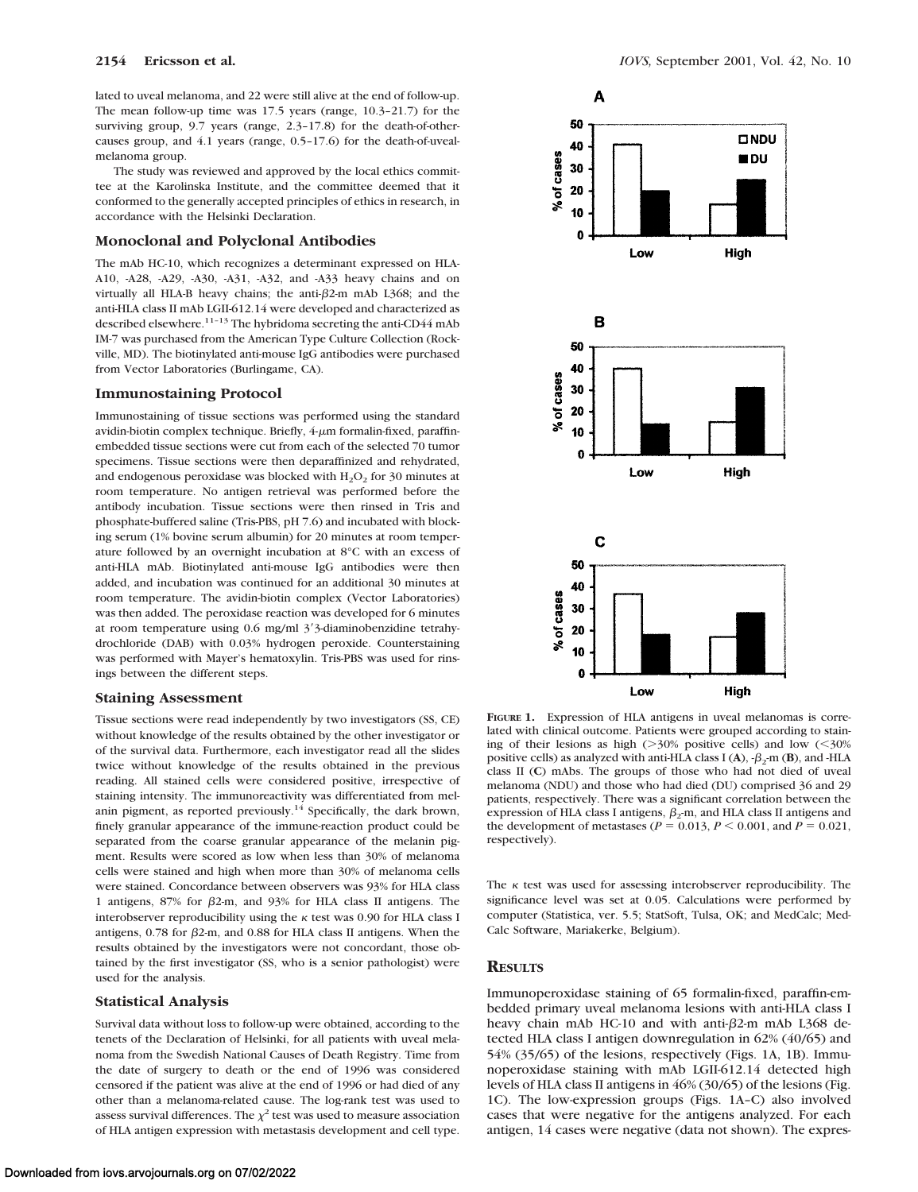lated to uveal melanoma, and 22 were still alive at the end of follow-up. The mean follow-up time was 17.5 years (range, 10.3–21.7) for the surviving group, 9.7 years (range, 2.3–17.8) for the death-of-other-causes group, and 4.1 years (range, 0.5–17.6) for the death-of-uveal-melanoma group.

The study was reviewed and approved by the local ethics committee at the Karolinska Institute, and the committee deemed that it conformed to the generally accepted principles of ethics in research, in accordance with the Helsinki Declaration.

## Monoclonal and Polyclonal Antibodies

The mAb HC-10, which recognizes a determinant expressed on HLA-A10, -A28, -A29, -A30, -A31, -A32, and -A33 heavy chains and on virtually all HLA-B heavy chains; the anti-$\beta$2-m mAb L368; and the anti-HLA class II mAb LGII-612.14 were developed and characterized as described elsewhere.[11–13] The hybridoma secreting the anti-CD44 mAb IM-7 was purchased from the American Type Culture Collection (Rockville, MD). The biotinylated anti-mouse IgG antibodies were purchased from Vector Laboratories (Burlingame, CA).

## Immunostaining Protocol

Immunostaining of tissue sections was performed using the standard avidin-biotin complex technique. Briefly, 4-$\mu$m formalin-fixed, paraffin-embedded tissue sections were cut from each of the selected 70 tumor specimens. Tissue sections were then deparaffinized and rehydrated, and endogenous peroxidase was blocked with $H_2O_2$ for 30 minutes at room temperature. No antigen retrieval was performed before the antibody incubation. Tissue sections were then rinsed in Tris and phosphate-buffered saline (Tris-PBS, pH 7.6) and incubated with blocking serum (1% bovine serum albumin) for 20 minutes at room temperature followed by an overnight incubation at 8°C with an excess of anti-HLA mAb. Biotinylated anti-mouse IgG antibodies were then added, and incubation was continued for an additional 30 minutes at room temperature. The avidin-biotin complex (Vector Laboratories) was then added. The peroxidase reaction was developed for 6 minutes at room temperature using 0.6 mg/ml 3′3-diaminobenzidine tetrahydrochloride (DAB) with 0.03% hydrogen peroxide. Counterstaining was performed with Mayer's hematoxylin. Tris-PBS was used for rinsings between the different steps.

## Staining Assessment

Tissue sections were read independently by two investigators (SS, CE) without knowledge of the results obtained by the other investigator or of the survival data. Furthermore, each investigator read all the slides twice without knowledge of the results obtained in the previous reading. All stained cells were considered positive, irrespective of staining intensity. The immunoreactivity was differentiated from melanin pigment, as reported previously.[14] Specifically, the dark brown, finely granular appearance of the immune-reaction product could be separated from the coarse granular appearance of the melanin pigment. Results were scored as low when less than 30% of melanoma cells were stained and high when more than 30% of melanoma cells were stained. Concordance between observers was 93% for HLA class 1 antigens, 87% for $\beta$2-m, and 93% for HLA class II antigens. The interobserver reproducibility using the $\kappa$ test was 0.90 for HLA class I antigens, 0.78 for $\beta$2-m, and 0.88 for HLA class II antigens. When the results obtained by the investigators were not concordant, those obtained by the first investigator (SS, who is a senior pathologist) were used for the analysis.

## Statistical Analysis

Survival data without loss to follow-up were obtained, according to the tenets of the Declaration of Helsinki, for all patients with uveal melanoma from the Swedish National Causes of Death Registry. Time from the date of surgery to death or the end of 1996 was considered censored if the patient was alive at the end of 1996 or had died of any other than a melanoma-related cause. The log-rank test was used to assess survival differences. The $\chi^2$ test was used to measure association of HLA antigen expression with metastasis development and cell type. The $\kappa$ test was used for assessing interobserver reproducibility. The significance level was set at 0.05. Calculations were performed by computer (Statistica, ver. 5.5; StatSoft, Tulsa, OK; and MedCalc; MedCalc Software, Mariakerke, Belgium).

**FIGURE 1.** Expression of HLA antigens in uveal melanomas is correlated with clinical outcome. Patients were grouped according to staining of their lesions as high (>30% positive cells) and low (<30% positive cells) as analyzed with anti-HLA class I (**A**), -$\beta_2$-m (**B**), and -HLA class II (**C**) mAbs. The groups of those who had not died of uveal melanoma (NDU) and those who had died (DU) comprised 36 and 29 patients, respectively. There was a significant correlation between the expression of HLA class I antigens, $\beta_2$-m, and HLA class II antigens and the development of metastases ($P = 0.013$, $P < 0.001$, and $P = 0.021$, respectively).

# Results

Immunoperoxidase staining of 65 formalin-fixed, paraffin-embedded primary uveal melanoma lesions with anti-HLA class I heavy chain mAb HC-10 and with anti-$\beta$2-m mAb L368 detected HLA class I antigen downregulation in 62% (40/65) and 54% (35/65) of the lesions, respectively (Figs. 1A, 1B). Immunoperoxidase staining with mAb LGII-612.14 detected high levels of HLA class II antigens in 46% (30/65) of the lesions (Fig. 1C). The low-expression groups (Figs. 1A–C) also involved cases that were negative for the antigens analyzed. For each antigen, 14 cases were negative (data not shown). The expres-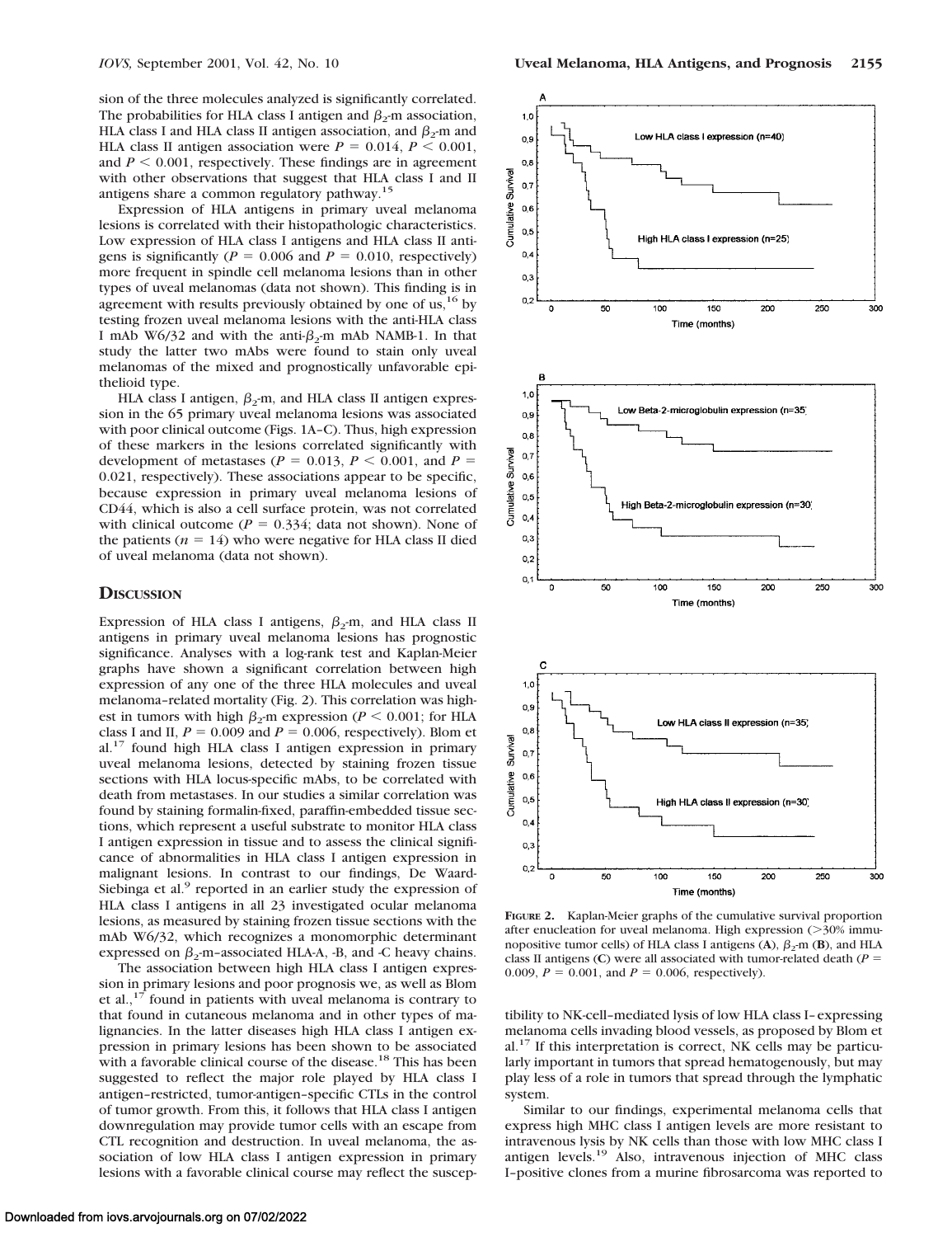sion of the three molecules analyzed is significantly correlated. The probabilities for HLA class I antigen and $\beta_2$-m association, HLA class I and HLA class II antigen association, and $\beta_2$-m and HLA class II antigen association were $P = 0.014$, $P < 0.001$, and $P < 0.001$, respectively. These findings are in agreement with other observations that suggest that HLA class I and II antigens share a common regulatory pathway.[15]

Expression of HLA antigens in primary uveal melanoma lesions is correlated with their histopathologic characteristics. Low expression of HLA class I antigens and HLA class II antigens is significantly ($P = 0.006$ and $P = 0.010$, respectively) more frequent in spindle cell melanoma lesions than in other types of uveal melanomas (data not shown). This finding is in agreement with results previously obtained by one of us,[16] by testing frozen uveal melanoma lesions with the anti-HLA class I mAb W6/32 and with the anti-$\beta_2$-m mAb NAMB-1. In that study the latter two mAbs were found to stain only uveal melanomas of the mixed and prognostically unfavorable epithelioid type.

HLA class I antigen, $\beta_2$-m, and HLA class II antigen expression in the 65 primary uveal melanoma lesions was associated with poor clinical outcome (Figs. 1A–C). Thus, high expression of these markers in the lesions correlated significantly with development of metastases ($P = 0.013$, $P < 0.001$, and $P = 0.021$, respectively). These associations appear to be specific, because expression in primary uveal melanoma lesions of CD44, which is also a cell surface protein, was not correlated with clinical outcome ($P = 0.334$; data not shown). None of the patients ($n = 14$) who were negative for HLA class II died of uveal melanoma (data not shown).

## Discussion

Expression of HLA class I antigens, $\beta_2$-m, and HLA class II antigens in primary uveal melanoma lesions has prognostic significance. Analyses with a log-rank test and Kaplan-Meier graphs have shown a significant correlation between high expression of any one of the three HLA molecules and uveal melanoma–related mortality (Fig. 2). This correlation was highest in tumors with high $\beta_2$-m expression ($P < 0.001$; for HLA class I and II, $P = 0.009$ and $P = 0.006$, respectively). Blom et al.[17] found high HLA class I antigen expression in primary uveal melanoma lesions, detected by staining frozen tissue sections with HLA locus-specific mAbs, to be correlated with death from metastases. In our studies a similar correlation was found by staining formalin-fixed, paraffin-embedded tissue sections, which represent a useful substrate to monitor HLA class I antigen expression in tissue and to assess the clinical significance of abnormalities in HLA class I antigen expression in malignant lesions. In contrast to our findings, De Waard-Siebinga et al.[9] reported in an earlier study the expression of HLA class I antigens in all 23 investigated ocular melanoma lesions, as measured by staining frozen tissue sections with the mAb W6/32, which recognizes a monomorphic determinant expressed on $\beta_2$-m–associated HLA-A, -B, and -C heavy chains.

The association between high HLA class I antigen expression in primary lesions and poor prognosis we, as well as Blom et al.,[17] found in patients with uveal melanoma is contrary to that found in cutaneous melanoma and in other types of malignancies. In the latter diseases high HLA class I antigen expression in primary lesions has been shown to be associated with a favorable clinical course of the disease.[18] This has been suggested to reflect the major role played by HLA class I antigen–restricted, tumor-antigen–specific CTLs in the control of tumor growth. From this, it follows that HLA class I antigen downregulation may provide tumor cells with an escape from CTL recognition and destruction. In uveal melanoma, the association of low HLA class I antigen expression in primary lesions with a favorable clinical course may reflect the susceptibility to NK-cell–mediated lysis of low HLA class I–expressing melanoma cells invading blood vessels, as proposed by Blom et al.[17] If this interpretation is correct, NK cells may be particularly important in tumors that spread hematogenously, but may play less of a role in tumors that spread through the lymphatic system.

Similar to our findings, experimental melanoma cells that express high MHC class I antigen levels are more resistant to intravenous lysis by NK cells than those with low MHC class I antigen levels.[19] Also, intravenous injection of MHC class I–positive clones from a murine fibrosarcoma was reported to

**Figure 2.** Kaplan-Meier graphs of the cumulative survival proportion after enucleation for uveal melanoma. High expression (>30% immunopositive tumor cells) of HLA class I antigens (**A**), $\beta_2$-m (**B**), and HLA class II antigens (**C**) were all associated with tumor-related death ($P = 0.009$, $P = 0.001$, and $P = 0.006$, respectively).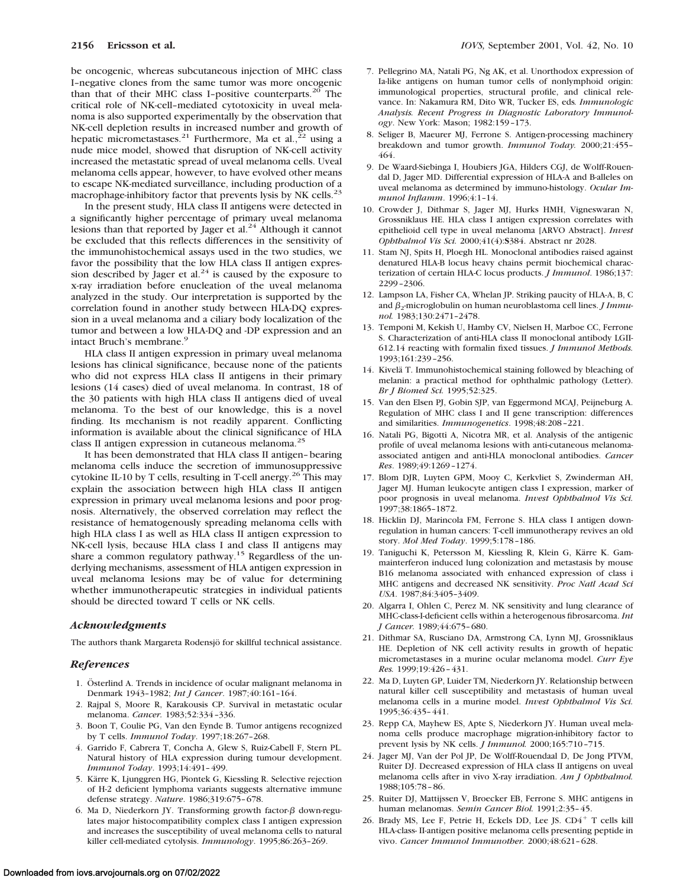be oncogenic, whereas subcutaneous injection of MHC class I–negative clones from the same tumor was more oncogenic than that of their MHC class I–positive counterparts.[20] The critical role of NK-cell–mediated cytotoxicity in uveal melanoma is also supported experimentally by the observation that NK-cell depletion results in increased number and growth of hepatic micrometastases.[21] Furthermore, Ma et al.,[22] using a nude mice model, showed that disruption of NK-cell activity increased the metastatic spread of uveal melanoma cells. Uveal melanoma cells appear, however, to have evolved other means to escape NK-mediated surveillance, including production of a macrophage-inhibitory factor that prevents lysis by NK cells.[23]

In the present study, HLA class II antigens were detected in a significantly higher percentage of primary uveal melanoma lesions than that reported by Jager et al.[24] Although it cannot be excluded that this reflects differences in the sensitivity of the immunohistochemical assays used in the two studies, we favor the possibility that the low HLA class II antigen expression described by Jager et al.[24] is caused by the exposure to x-ray irradiation before enucleation of the uveal melanoma analyzed in the study. Our interpretation is supported by the correlation found in another study between HLA-DQ expression in a uveal melanoma and a ciliary body localization of the tumor and between a low HLA-DQ and -DP expression and an intact Bruch's membrane.[9]

HLA class II antigen expression in primary uveal melanoma lesions has clinical significance, because none of the patients who did not express HLA class II antigens in their primary lesions (14 cases) died of uveal melanoma. In contrast, 18 of the 30 patients with high HLA class II antigens died of uveal melanoma. To the best of our knowledge, this is a novel finding. Its mechanism is not readily apparent. Conflicting information is available about the clinical significance of HLA class II antigen expression in cutaneous melanoma.[25]

It has been demonstrated that HLA class II antigen–bearing melanoma cells induce the secretion of immunosuppressive cytokine IL-10 by T cells, resulting in T-cell anergy.[26] This may explain the association between high HLA class II antigen expression in primary uveal melanoma lesions and poor prognosis. Alternatively, the observed correlation may reflect the resistance of hematogenously spreading melanoma cells with high HLA class I as well as HLA class II antigen expression to NK-cell lysis, because HLA class I and class II antigens may share a common regulatory pathway.[15] Regardless of the underlying mechanisms, assessment of HLA antigen expression in uveal melanoma lesions may be of value for determining whether immunotherapeutic strategies in individual patients should be directed toward T cells or NK cells.

## Acknowledgments

The authors thank Margareta Rodensjö for skillful technical assistance.

## References

1. Österlind A. Trends in incidence of ocular malignant melanoma in Denmark 1943–1982; *Int J Cancer*. 1987;40:161–164.
2. Rajpal S, Moore R, Karakousis CP. Survival in metastatic ocular melanoma. *Cancer*. 1983;52:334–336.
3. Boon T, Coulie PG, Van den Eynde B. Tumor antigens recognized by T cells. *Immunol Today*. 1997;18:267–268.
4. Garrido F, Cabrera T, Concha A, Glew S, Ruiz-Cabell F, Stern PL. Natural history of HLA expression during tumour development. *Immunol Today*. 1993;14:491–499.
5. Kärre K, Ljunggren HG, Piontek G, Kiessling R. Selective rejection of H-2 deficient lymphoma variants suggests alternative immune defense strategy. *Nature*. 1986;319:675–678.
6. Ma D, Niederkorn JY. Transforming growth factor-$\beta$ down-regulates major histocompatibility complex class I antigen expression and increases the susceptibility of uveal melanoma cells to natural killer cell-mediated cytolysis. *Immunology*. 1995;86:263–269.
7. Pellegrino MA, Natali PG, Ng AK, et al. Unorthodox expression of Ia-like antigens on human tumor cells of nonlymphoid origin: immunological properties, structural profile, and clinical relevance. In: Nakamura RM, Dito WR, Tucker ES, eds. *Immunologic Analysis. Recent Progress in Diagnostic Laboratory Immunology*. New York: Mason; 1982:159–173.
8. Seliger B, Maeurer MJ, Ferrone S. Antigen-processing machinery breakdown and tumor growth. *Immunol Today.* 2000;21:455–464.
9. De Waard-Siebinga I, Houbiers JGA, Hilders CGJ, de Wolff-Rouendal D, Jager MD. Differential expression of HLA-A and B-alleles on uveal melanoma as determined by immuno-histology. *Ocular Immunol Inflamm*. 1996;4:1–14.
10. Crowder J, Dithmar S, Jager MJ, Hurks HMH, Vigneswaran N, Grossniklaus HE. HLA class I antigen expression correlates with epithelioid cell type in uveal melanoma [ARVO Abstract]. *Invest Ophthalmol Vis Sci.* 2000;41(4):S384. Abstract nr 2028.
11. Stam NJ, Spits H, Ploegh HL. Monoclonal antibodies raised against denatured HLA-B locus heavy chains permit biochemical characterization of certain HLA-C locus products. *J Immunol*. 1986;137: 2299–2306.
12. Lampson LA, Fisher CA, Whelan JP. Striking paucity of HLA-A, B, C and $\beta_2$-microglobulin on human neuroblastoma cell lines. *J Immunol.* 1983;130:2471–2478.
13. Temponi M, Kekish U, Hamby CV, Nielsen H, Marboe CC, Ferrone S. Characterization of anti-HLA class II monoclonal antibody LGII-612.14 reacting with formalin fixed tissues. *J Immunol Methods.* 1993;161:239–256.
14. Kivelä T. Immunohistochemical staining followed by bleaching of melanin: a practical method for ophthalmic pathology (Letter). *Br J Biomed Sci.* 1995;52:325.
15. Van den Elsen PJ, Gobin SJP, van Eggermond MCAJ, Peijneburg A. Regulation of MHC class I and II gene transcription: differences and similarities. *Immunogenetics*. 1998;48:208–221.
16. Natali PG, Bigotti A, Nicotra MR, et al. Analysis of the antigenic profile of uveal melanoma lesions with anti-cutaneous melanoma-associated antigen and anti-HLA monoclonal antibodies. *Cancer Res*. 1989;49:1269–1274.
17. Blom DJR, Luyten GPM, Mooy C, Kerkvliet S, Zwinderman AH, Jager MJ. Human leukocyte antigen class I expression, marker of poor prognosis in uveal melanoma. *Invest Ophthalmol Vis Sci.* 1997;38:1865–1872.
18. Hicklin DJ, Marincola FM, Ferrone S. HLA class I antigen downregulation in human cancers: T-cell immunotherapy revives an old story. *Mol Med Today*. 1999;5:178–186.
19. Taniguchi K, Petersson M, Kiessling R, Klein G, Kärre K. Gammainterferon induced lung colonization and metastasis by mouse B16 melanoma associated with enhanced expression of class i MHC antigens and decreased NK sensitivity. *Proc Natl Acad Sci USA*. 1987;84:3405–3409.
20. Algarra I, Ohlen C, Perez M. NK sensitivity and lung clearance of MHC-class-I-deficient cells within a heterogenous fibrosarcoma. *Int J Cancer*. 1989;44:675–680.
21. Dithmar SA, Rusciano DA, Armstrong CA, Lynn MJ, Grossniklaus HE. Depletion of NK cell activity results in growth of hepatic micrometastases in a murine ocular melanoma model. *Curr Eye Res.* 1999;19:426–431.
22. Ma D, Luyten GP, Luider TM, Niederkorn JY. Relationship between natural killer cell susceptibility and metastasis of human uveal melanoma cells in a murine model. *Invest Ophthalmol Vis Sci.* 1995;36:435–441.
23. Repp CA, Mayhew ES, Apte S, Niederkorn JY. Human uveal melanoma cells produce macrophage migration-inhibitory factor to prevent lysis by NK cells. *J Immunol.* 2000;165:710–715.
24. Jager MJ, Van der Pol JP, De Wolff-Rouendaal D, De Jong PTVM, Ruiter DJ. Decreased expression of HLA class II antigens on uveal melanoma cells after in vivo X-ray irradiation. *Am J Ophthalmol.* 1988;105:78–86.
25. Ruiter DJ, Mattijssen V, Broecker EB, Ferrone S. MHC antigens in human melanomas. *Semin Cancer Biol.* 1991;2:35–45.
26. Brady MS, Lee F, Petrie H, Eckels DD, Lee JS. CD4$^+$ T cells kill HLA-class- II-antigen positive melanoma cells presenting peptide in vivo. *Cancer Immunol Immunother.* 2000;48:621–628.